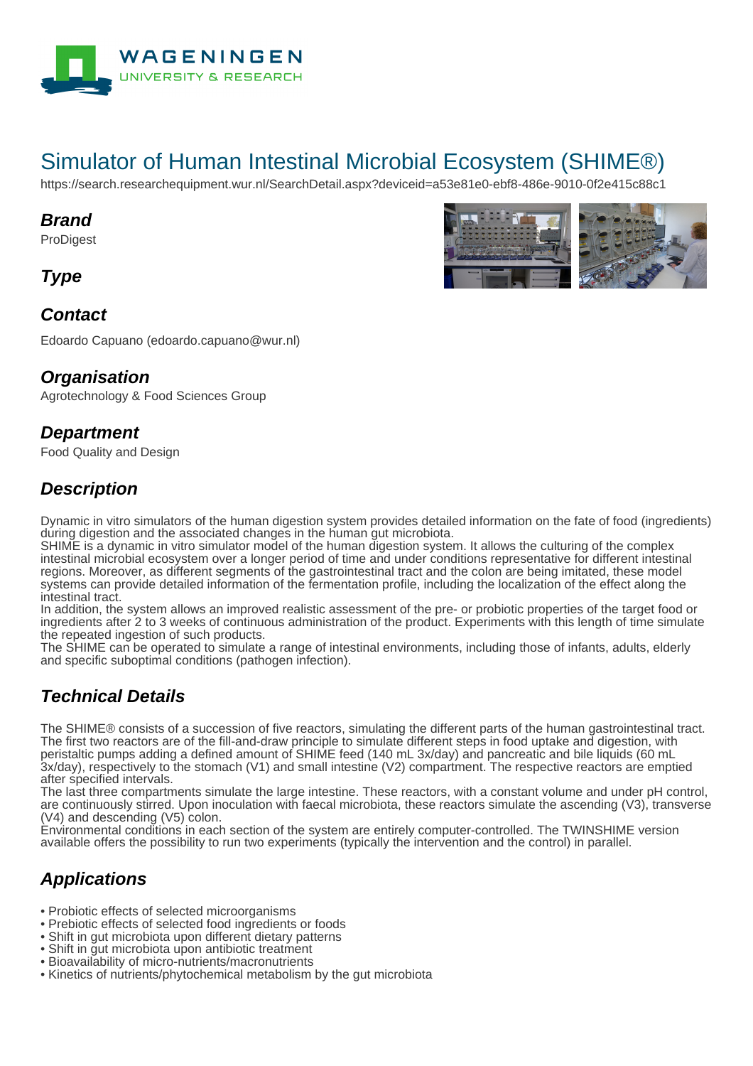# Simulator of Human Intestinal Microbial Ecosystem (SHIME®)

https://search.researchequipment.wur.nl/SearchDetail.aspx?deviceid=a53e81e0-ebf8-486e-9010-0f2e415c88c1

## Brand

ProDigest

## Type

## Contact

Edoardo Capuano (edoardo.capuano@wur.nl)

## Organisation

Agrotechnology & Food Sciences Group

## Department

Food Quality and Design

## Description

Dynamic in vitro simulators of the human digestion system provides detailed information on the fate of food (ingredients) during digestion and the associated changes in the human gut microbiota.
SHIME is a dynamic in vitro simulator model of the human digestion system. It allows the culturing of the complex intestinal microbial ecosystem over a longer period of time and under conditions representative for different intestinal regions. Moreover, as different segments of the gastrointestinal tract and the colon are being imitated, these model systems can provide detailed information of the fermentation profile, including the localization of the effect along the intestinal tract.
In addition, the system allows an improved realistic assessment of the pre- or probiotic properties of the target food or ingredients after 2 to 3 weeks of continuous administration of the product. Experiments with this length of time simulate the repeated ingestion of such products.
The SHIME can be operated to simulate a range of intestinal environments, including those of infants, adults, elderly and specific suboptimal conditions (pathogen infection).

## Technical Details

The SHIME® consists of a succession of five reactors, simulating the different parts of the human gastrointestinal tract. The first two reactors are of the fill-and-draw principle to simulate different steps in food uptake and digestion, with peristaltic pumps adding a defined amount of SHIME feed (140 mL 3x/day) and pancreatic and bile liquids (60 mL 3x/day), respectively to the stomach (V1) and small intestine (V2) compartment. The respective reactors are emptied after specified intervals.
The last three compartments simulate the large intestine. These reactors, with a constant volume and under pH control, are continuously stirred. Upon inoculation with faecal microbiota, these reactors simulate the ascending (V3), transverse (V4) and descending (V5) colon.
Environmental conditions in each section of the system are entirely computer-controlled. The TWINSHIME version available offers the possibility to run two experiments (typically the intervention and the control) in parallel.

## Applications

- Probiotic effects of selected microorganisms
- Prebiotic effects of selected food ingredients or foods
- Shift in gut microbiota upon different dietary patterns
- Shift in gut microbiota upon antibiotic treatment
- Bioavailability of micro-nutrients/macronutrients
- Kinetics of nutrients/phytochemical metabolism by the gut microbiota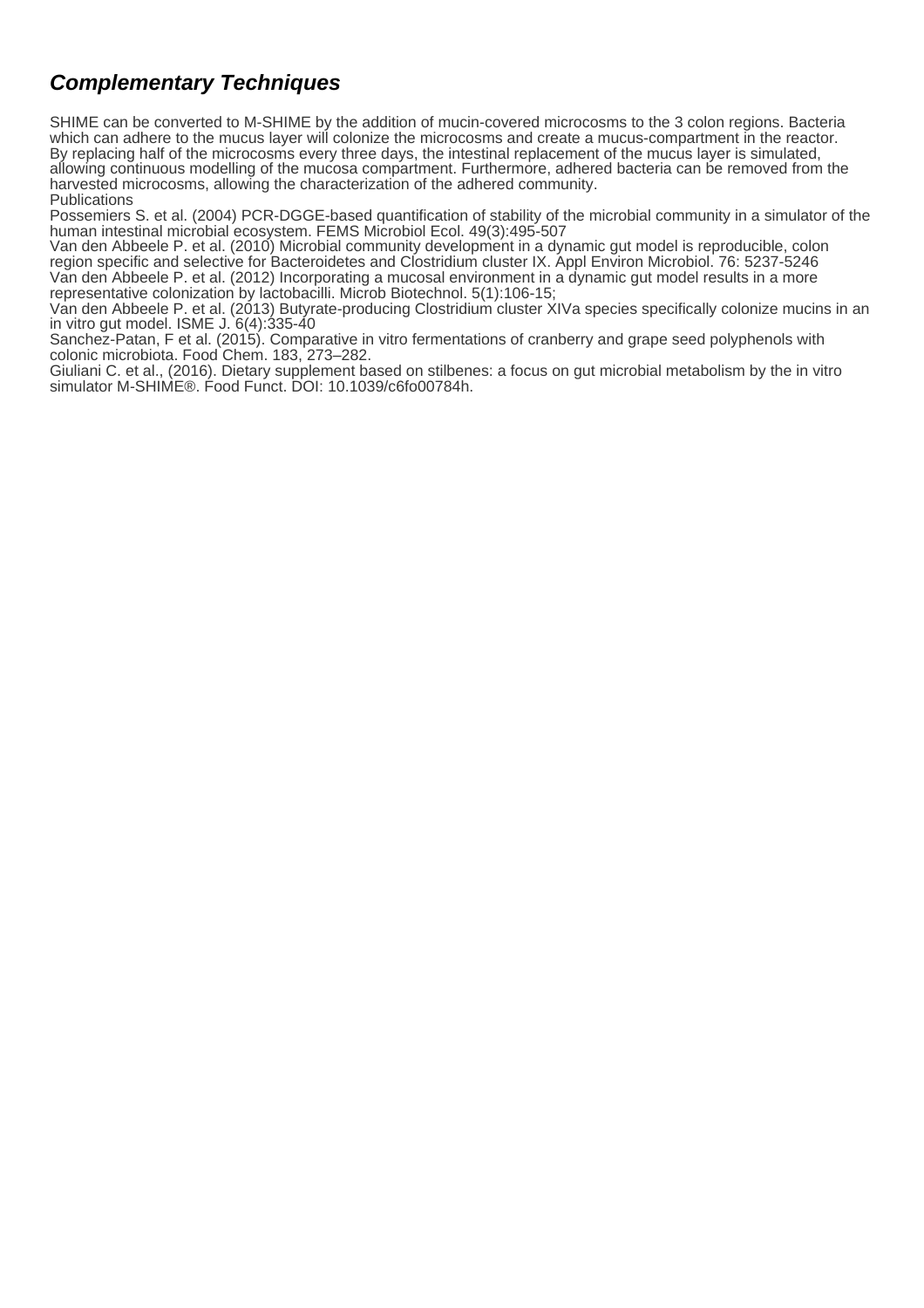## ***Complementary Techniques***

SHIME can be converted to M-SHIME by the addition of mucin-covered microcosms to the 3 colon regions. Bacteria which can adhere to the mucus layer will colonize the microcosms and create a mucus-compartment in the reactor. By replacing half of the microcosms every three days, the intestinal replacement of the mucus layer is simulated, allowing continuous modelling of the mucosa compartment. Furthermore, adhered bacteria can be removed from the harvested microcosms, allowing the characterization of the adhered community.

Publications

Possemiers S. et al. (2004) PCR-DGGE-based quantification of stability of the microbial community in a simulator of the human intestinal microbial ecosystem. FEMS Microbiol Ecol. 49(3):495-507

Van den Abbeele P. et al. (2010) Microbial community development in a dynamic gut model is reproducible, colon region specific and selective for Bacteroidetes and Clostridium cluster IX. Appl Environ Microbiol. 76: 5237-5246

Van den Abbeele P. et al. (2012) Incorporating a mucosal environment in a dynamic gut model results in a more representative colonization by lactobacilli. Microb Biotechnol. 5(1):106-15;

Van den Abbeele P. et al. (2013) Butyrate-producing Clostridium cluster XIVa species specifically colonize mucins in an in vitro gut model. ISME J. 6(4):335-40

Sanchez-Patan, F et al. (2015). Comparative in vitro fermentations of cranberry and grape seed polyphenols with colonic microbiota. Food Chem. 183, 273–282.

Giuliani C. et al., (2016). Dietary supplement based on stilbenes: a focus on gut microbial metabolism by the in vitro simulator M-SHIME®. Food Funct. DOI: 10.1039/c6fo00784h.